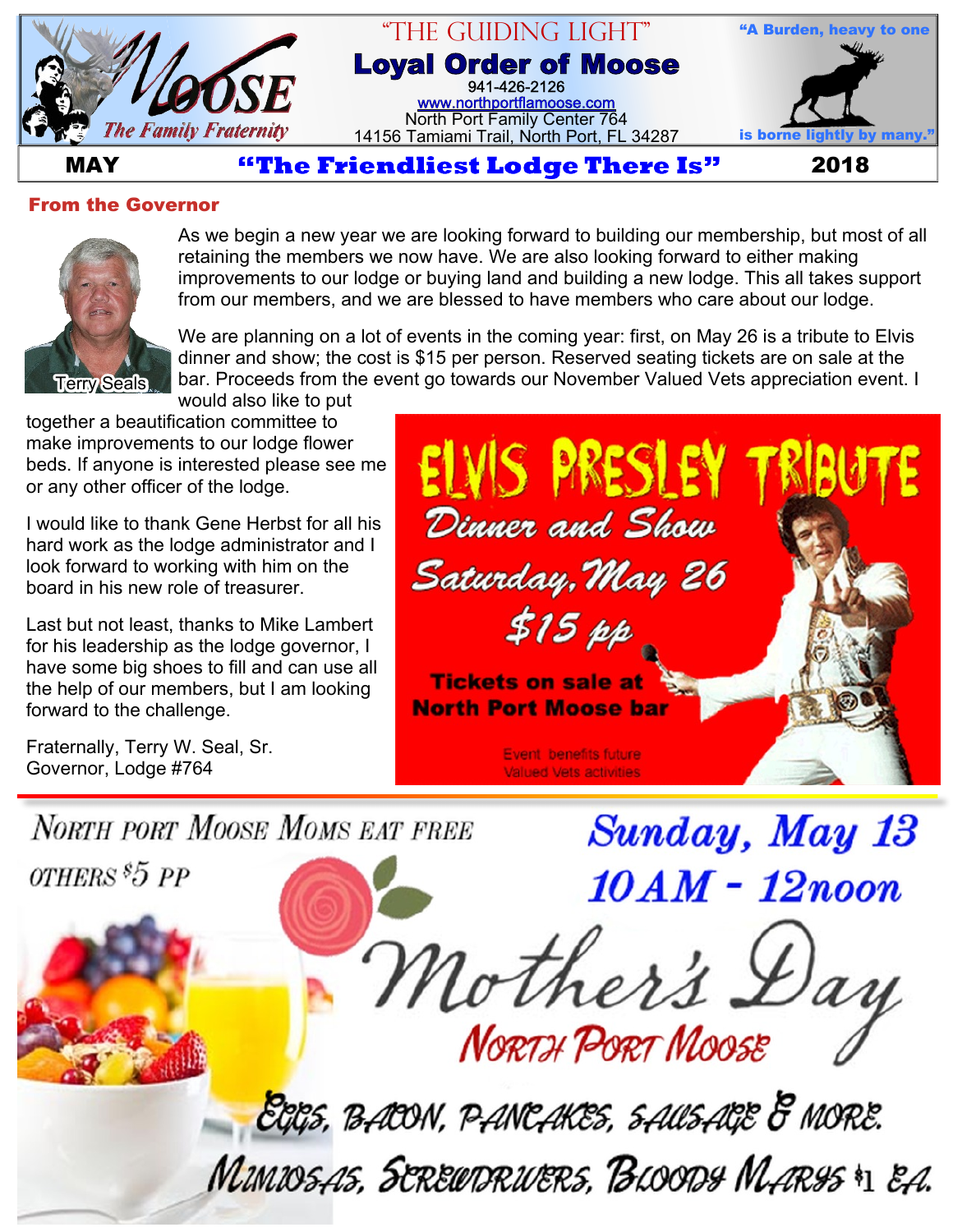# Loyal Order of Moose

**"THE GUIDING LIGHT"**

MOOSE — The Family Fraternity

941-426-2126

www.northportflamoose.com

North Port Family Center 764

14156 Tamiami Trail, North Port, FL 34287

"A Burden, heavy to one is borne lightly by many."

**MAY** — **"The Friendliest Lodge There Is"** — **2018**

## From the Governor

Terry Seals

As we begin a new year we are looking forward to building our membership, but most of all retaining the members we now have. We are also looking forward to either making improvements to our lodge or buying land and building a new lodge. This all takes support from our members, and we are blessed to have members who care about our lodge.

We are planning on a lot of events in the coming year: first, on May 26 is a tribute to Elvis dinner and show; the cost is $15 per person. Reserved seating tickets are on sale at the bar. Proceeds from the event go towards our November Valued Vets appreciation event. I would also like to put together a beautification committee to make improvements to our lodge flower beds. If anyone is interested please see me or any other officer of the lodge.

I would like to thank Gene Herbst for all his hard work as the lodge administrator and I look forward to working with him on the board in his new role of treasurer.

Last but not least, thanks to Mike Lambert for his leadership as the lodge governor, I have some big shoes to fill and can use all the help of our members, but I am looking forward to the challenge.

Fraternally, Terry W. Seal, Sr.
Governor, Lodge #764

## ELVIS PRESLEY TRIBUTE

*Dinner and Show*

*Saturday, May 26*

*$15 pp*

**Tickets on sale at North Port Moose bar**

Event benefits future Valued Vets activities

## Mother's Day

North Port Moose

NORTH PORT MOOSE MOMS EAT FREE

OTHERS $5 PP

**Sunday, May 13**

**10 AM - 12noon**

EGGS, BACON, PANCAKES, SAUSAGE & MORE.

MIMOSAS, SCREWDRIVERS, BLOODY MARYS $1 EA.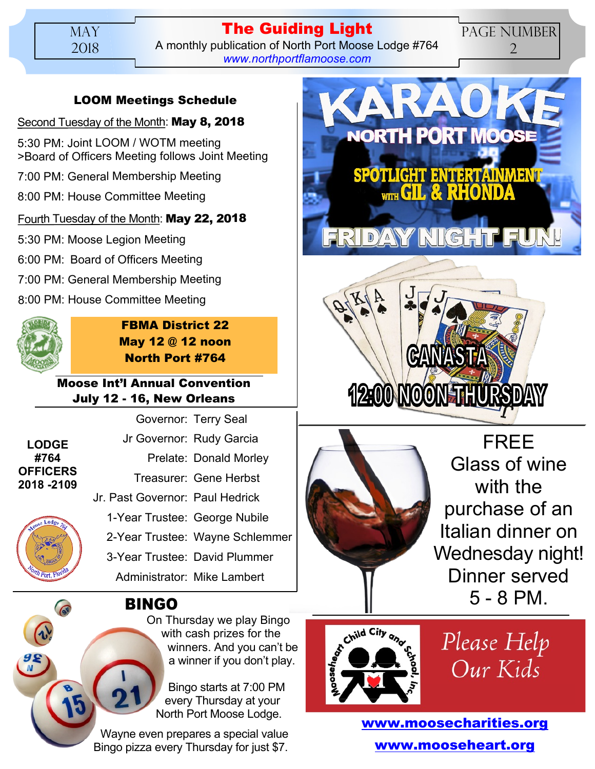## LOOM Meetings Schedule

Second Tuesday of the Month: **May 8, 2018**

5:30 PM: Joint LOOM / WOTM meeting
>Board of Officers Meeting follows Joint Meeting

7:00 PM: General Membership Meeting

8:00 PM: House Committee Meeting

Fourth Tuesday of the Month: **May 22, 2018**

5:30 PM: Moose Legion Meeting

6:00 PM: Board of Officers Meeting

7:00 PM: General Membership Meeting

8:00 PM: House Committee Meeting

**FBMA District 22**
**May 12 @ 12 noon**
**North Port #764**

**Moose Int'l Annual Convention**
**July 12 - 16, New Orleans**

**LODGE #764 OFFICERS 2018 -2109**

| | |
|---|---|
| Governor: | Terry Seal |
| Jr Governor: | Rudy Garcia |
| Prelate: | Donald Morley |
| Treasurer: | Gene Herbst |
| Jr. Past Governor: | Paul Hedrick |
| 1-Year Trustee: | George Nubile |
| 2-Year Trustee: | Wayne Schlemmer |
| 3-Year Trustee: | David Plummer |
| Administrator: | Mike Lambert |

## BINGO

On Thursday we play Bingo with cash prizes for the winners. And you can't be a winner if you don't play.

Bingo starts at 7:00 PM every Thursday at your North Port Moose Lodge.

Wayne even prepares a special value Bingo pizza every Thursday for just $7.

# KARAOKE

NORTH PORT MOOSE

SPOTLIGHT ENTERTAINMENT WITH GIL & RHONDA

FRIDAY NIGHT FUN!

CANASTA

12:00 NOON THURSDAY

FREE Glass of wine with the purchase of an Italian dinner on Wednesday night! Dinner served 5 - 8 PM.

Mooseheart Child City and School, Inc.

*Please Help Our Kids*

**www.moosecharities.org**

**www.mooseheart.org**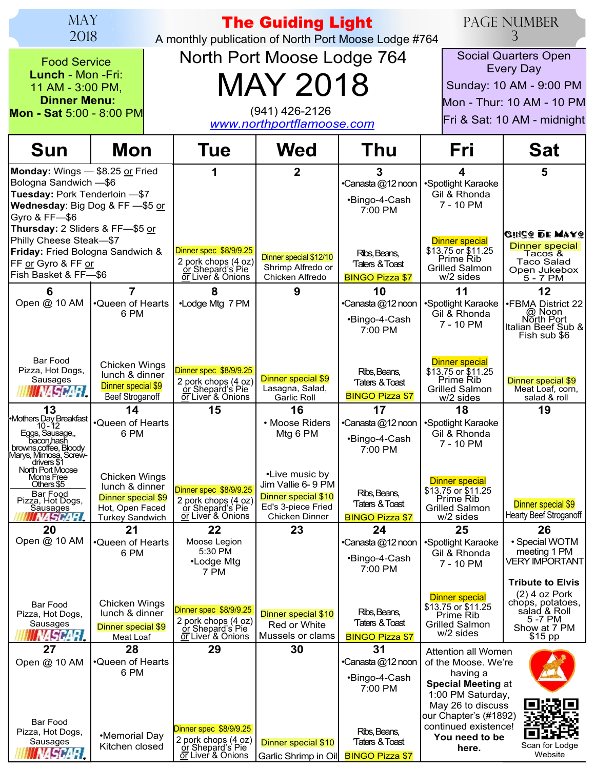MAY 2018

# The Guiding Light

A monthly publication of North Port Moose Lodge #764

PAGE NUMBER 3

**Food Service**
**Lunch** - Mon -Fri: 11 AM - 3:00 PM,
**Dinner Menu:**
**Mon - Sat** 5:00 - 8:00 PM

## North Port Moose Lodge 764

# MAY 2018

(941) 426-2126
www.northportflamoose.com

**Social Quarters Open Every Day**
Sunday: 10 AM - 9:00 PM
Mon - Thur: 10 AM - 10 PM
Fri & Sat: 10 AM - midnight

| Sun | Mon | Tue | Wed | Thu | Fri | Sat |
|---|---|---|---|---|---|---|
| **Monday:** Wings — $8.25 or Fried Bologna Sandwich —$6 **Tuesday:** Pork Tenderloin —$7 **Wednesday**: Big Dog & FF —$5 or Gyro & FF—$6 **Thursday:** 2 Sliders & FF—$5 or Philly Cheese Steak—$7 **Friday:** Fried Bologna Sandwich & FF or Gyro & FF or Fish Basket & FF—$6 | | 1<br>Dinner spec $8/9/9.25<br>2 pork chops (4 oz) or Shepard's Pie or Liver & Onions | 2<br>Dinner special $12/10<br>Shrimp Alfredo or Chicken Alfredo | 3<br>•Canasta @12 noon<br>•Bingo-4-Cash 7:00 PM<br>Ribs, Beans, 'Taters & Toast<br>BINGO Pizza $7 | 4<br>•Spotlight Karaoke Gil & Rhonda 7 - 10 PM<br>Dinner special<br>$13.75 or $11.25 Prime Rib Grilled Salmon w/2 sides | 5<br>CINCO DE MAYO<br>Dinner special<br>Tacos & Taco Salad<br>Open Jukebox 5 - 7 PM |
| 6<br>Open @ 10 AM<br>Bar Food<br>Pizza, Hot Dogs, Sausages<br>NASCAR | 7<br>•Queen of Hearts 6 PM<br>Chicken Wings lunch & dinner<br>Dinner special $9<br>Beef Stroganoff | 8<br>•Lodge Mtg 7 PM<br>Dinner spec $8/9/9.25<br>2 pork chops (4 oz) or Shepard's Pie or Liver & Onions | 9<br>Dinner special $9<br>Lasagna, Salad, Garlic Roll | 10<br>•Canasta @12 noon<br>•Bingo-4-Cash 7:00 PM<br>Ribs, Beans, 'Taters & Toast<br>BINGO Pizza $7 | 11<br>•Spotlight Karaoke Gil & Rhonda 7 - 10 PM<br>Dinner special<br>$13.75 or $11.25 Prime Rib Grilled Salmon w/2 sides | 12<br>•FBMA District 22 @ Noon North Port<br>Italian Beef Sub & Fish sub $6<br>Dinner special $9<br>Meat Loaf, corn, salad & roll |
| 13<br>•Mothers Day Breakfast 10 - 12<br>Eggs, Sausage,, bacon,hash browns,coffee, Bloody Marys, Mimosa, Screw-drivers $1<br>North Port Moose Moms Free<br>Others $5<br>Bar Food<br>Pizza, Hot Dogs, Sausages<br>NASCAR | 14<br>•Queen of Hearts 6 PM<br>Chicken Wings lunch & dinner<br>Dinner special $9<br>Hot, Open Faced Turkey Sandwich | 15<br>Dinner spec $8/9/9.25<br>2 pork chops (4 oz) or Shepard's Pie or Liver & Onions | 16<br>• Moose Riders Mtg 6 PM<br>•Live music by Jim Vallie 6- 9 PM<br>Dinner special $10<br>Ed's 3-piece Fried Chicken Dinner | 17<br>•Canasta @12 noon<br>•Bingo-4-Cash 7:00 PM<br>Ribs, Beans, 'Taters & Toast<br>BINGO Pizza $7 | 18<br>•Spotlight Karaoke Gil & Rhonda 7 - 10 PM<br>Dinner special<br>$13.75 or $11.25 Prime Rib Grilled Salmon w/2 sides | 19<br>Dinner special $9<br>Hearty Beef Stroganoff |
| 20<br>Open @ 10 AM<br>Bar Food<br>Pizza, Hot Dogs, Sausages<br>NASCAR | 21<br>•Queen of Hearts 6 PM<br>Chicken Wings lunch & dinner<br>Dinner special $9<br>Meat Loaf | 22<br>Moose Legion 5:30 PM<br>•Lodge Mtg 7 PM<br>Dinner spec $8/9/9.25<br>2 pork chops (4 oz) or Shepard's Pie or Liver & Onions | 23<br>Dinner special $10<br>Red or White Mussels or clams | 24<br>•Canasta @12 noon<br>•Bingo-4-Cash 7:00 PM<br>Ribs, Beans, 'Taters & Toast<br>BINGO Pizza $7 | 25<br>•Spotlight Karaoke Gil & Rhonda 7 - 10 PM<br>Dinner special<br>$13.75 or $11.25 Prime Rib Grilled Salmon w/2 sides | 26<br>• Special WOTM meeting 1 PM VERY IMPORTANT<br>**Tribute to Elvis**<br>(2) 4 oz Pork chops, potatoes, salad & Roll<br>5 -7 PM<br>Show at 7 PM<br>$15 pp |
| 27<br>Open @ 10 AM<br>Bar Food<br>Pizza, Hot Dogs, Sausages<br>NASCAR | 28<br>•Queen of Hearts 6 PM<br>•Memorial Day Kitchen closed | 29<br>Dinner spec $8/9/9.25<br>2 pork chops (4 oz) or Shepard's Pie or Liver & Onions | 30<br>Dinner special $10<br>Garlic Shrimp in Oil | 31<br>•Canasta @12 noon<br>•Bingo-4-Cash 7:00 PM<br>Ribs, Beans, 'Taters & Toast<br>BINGO Pizza $7 | Attention all Women of the Moose. We're having a **Special Meeting** at 1:00 PM Saturday, May 26 to discuss our Chapter's (#1892) continued existence! **You need to be here.** | Scan for Lodge Website |